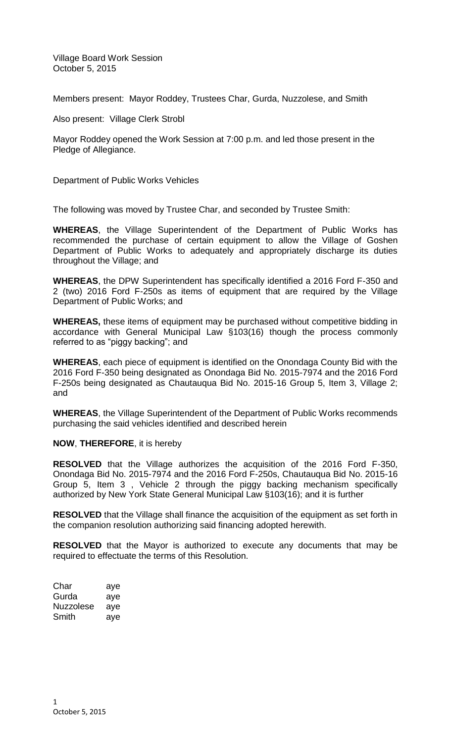Village Board Work Session
October 5, 2015

Members present: Mayor Roddey, Trustees Char, Gurda, Nuzzolese, and Smith

Also present: Village Clerk Strobl

Mayor Roddey opened the Work Session at 7:00 p.m. and led those present in the Pledge of Allegiance.

Department of Public Works Vehicles

The following was moved by Trustee Char, and seconded by Trustee Smith:

**WHEREAS**, the Village Superintendent of the Department of Public Works has recommended the purchase of certain equipment to allow the Village of Goshen Department of Public Works to adequately and appropriately discharge its duties throughout the Village; and

**WHEREAS**, the DPW Superintendent has specifically identified a 2016 Ford F-350 and 2 (two) 2016 Ford F-250s as items of equipment that are required by the Village Department of Public Works; and

**WHEREAS,** these items of equipment may be purchased without competitive bidding in accordance with General Municipal Law §103(16) though the process commonly referred to as "piggy backing"; and

**WHEREAS**, each piece of equipment is identified on the Onondaga County Bid with the 2016 Ford F-350 being designated as Onondaga Bid No. 2015-7974 and the 2016 Ford F-250s being designated as Chautauqua Bid No. 2015-16 Group 5, Item 3, Village 2; and

**WHEREAS**, the Village Superintendent of the Department of Public Works recommends purchasing the said vehicles identified and described herein

**NOW**, **THEREFORE**, it is hereby

**RESOLVED** that the Village authorizes the acquisition of the 2016 Ford F-350, Onondaga Bid No. 2015-7974 and the 2016 Ford F-250s, Chautauqua Bid No. 2015-16 Group 5, Item 3 , Vehicle 2 through the piggy backing mechanism specifically authorized by New York State General Municipal Law §103(16); and it is further

**RESOLVED** that the Village shall finance the acquisition of the equipment as set forth in the companion resolution authorizing said financing adopted herewith.

**RESOLVED** that the Mayor is authorized to execute any documents that may be required to effectuate the terms of this Resolution.

| | |
|---|---|
| Char | aye |
| Gurda | aye |
| Nuzzolese | aye |
| Smith | aye |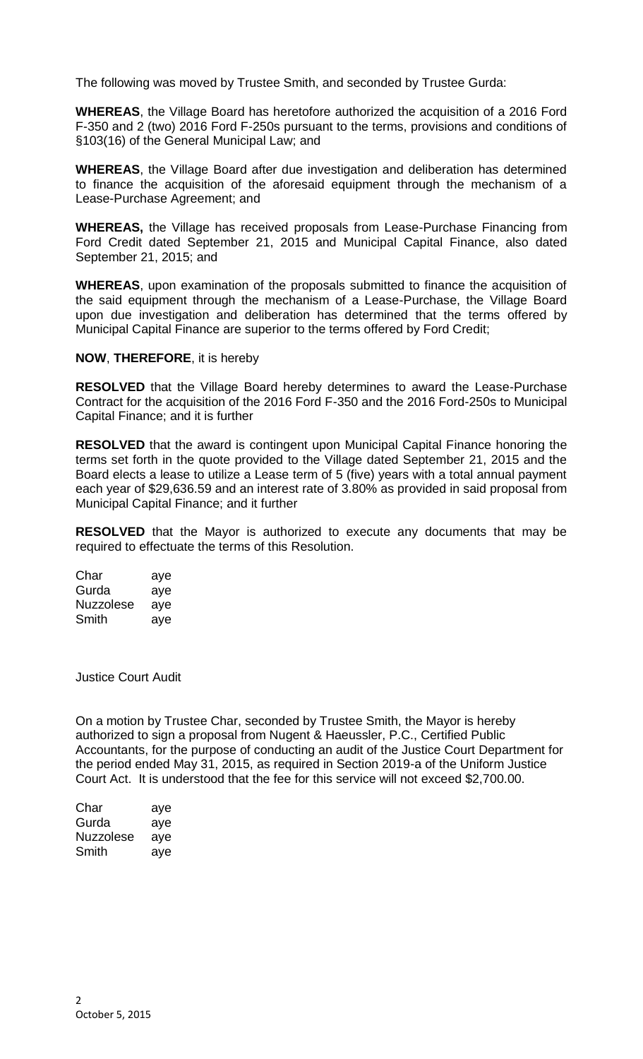The following was moved by Trustee Smith, and seconded by Trustee Gurda:

**WHEREAS**, the Village Board has heretofore authorized the acquisition of a 2016 Ford F-350 and 2 (two) 2016 Ford F-250s pursuant to the terms, provisions and conditions of §103(16) of the General Municipal Law; and

**WHEREAS**, the Village Board after due investigation and deliberation has determined to finance the acquisition of the aforesaid equipment through the mechanism of a Lease-Purchase Agreement; and

**WHEREAS,** the Village has received proposals from Lease-Purchase Financing from Ford Credit dated September 21, 2015 and Municipal Capital Finance, also dated September 21, 2015; and

**WHEREAS**, upon examination of the proposals submitted to finance the acquisition of the said equipment through the mechanism of a Lease-Purchase, the Village Board upon due investigation and deliberation has determined that the terms offered by Municipal Capital Finance are superior to the terms offered by Ford Credit;

**NOW**, **THEREFORE**, it is hereby

**RESOLVED** that the Village Board hereby determines to award the Lease-Purchase Contract for the acquisition of the 2016 Ford F-350 and the 2016 Ford-250s to Municipal Capital Finance; and it is further

**RESOLVED** that the award is contingent upon Municipal Capital Finance honoring the terms set forth in the quote provided to the Village dated September 21, 2015 and the Board elects a lease to utilize a Lease term of 5 (five) years with a total annual payment each year of $29,636.59 and an interest rate of 3.80% as provided in said proposal from Municipal Capital Finance; and it further

**RESOLVED** that the Mayor is authorized to execute any documents that may be required to effectuate the terms of this Resolution.

| | |
|---|---|
| Char | aye |
| Gurda | aye |
| Nuzzolese | aye |
| Smith | aye |

Justice Court Audit

On a motion by Trustee Char, seconded by Trustee Smith, the Mayor is hereby authorized to sign a proposal from Nugent & Haeussler, P.C., Certified Public Accountants, for the purpose of conducting an audit of the Justice Court Department for the period ended May 31, 2015, as required in Section 2019-a of the Uniform Justice Court Act. It is understood that the fee for this service will not exceed $2,700.00.

| | |
|---|---|
| Char | aye |
| Gurda | aye |
| Nuzzolese | aye |
| Smith | aye |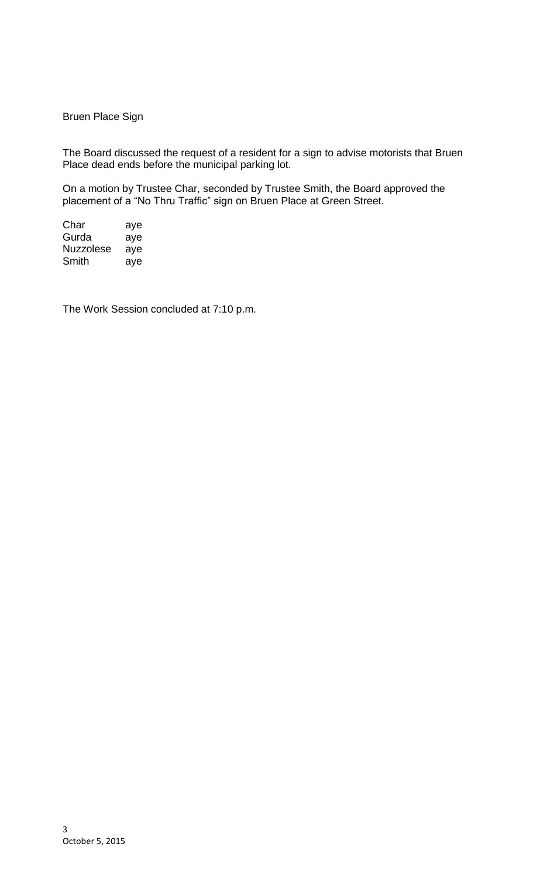Bruen Place Sign

The Board discussed the request of a resident for a sign to advise motorists that Bruen Place dead ends before the municipal parking lot.

On a motion by Trustee Char, seconded by Trustee Smith, the Board approved the placement of a "No Thru Traffic" sign on Bruen Place at Green Street.

| | |
|---|---|
| Char | aye |
| Gurda | aye |
| Nuzzolese | aye |
| Smith | aye |

The Work Session concluded at 7:10 p.m.